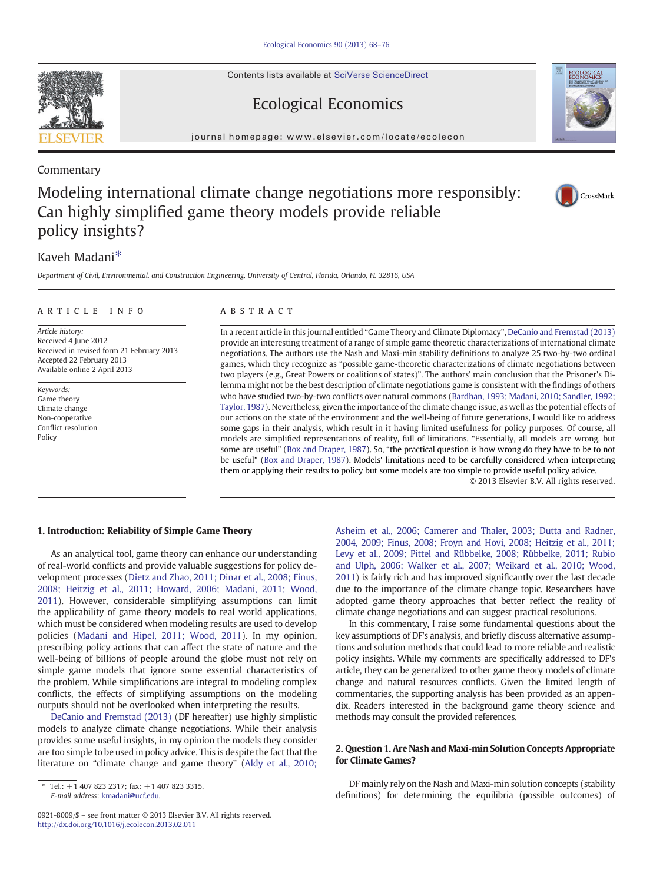Commentary

# Modeling international climate change negotiations more responsibly: Can highly simplified game theory models provide reliable policy insights?

Kaveh Madani *

*Department of Civil, Environmental, and Construction Engineering, University of Central, Florida, Orlando, FL 32816, USA*

**ARTICLE INFO**

*Article history:*
Received 4 June 2012
Received in revised form 21 February 2013
Accepted 22 February 2013
Available online 2 April 2013

*Keywords:*
Game theory
Climate change
Non-cooperative
Conflict resolution
Policy

**ABSTRACT**

In a recent article in this journal entitled "Game Theory and Climate Diplomacy", DeCanio and Fremstad (2013) provide an interesting treatment of a range of simple game theoretic characterizations of international climate negotiations. The authors use the Nash and Maxi-min stability definitions to analyze 25 two-by-two ordinal games, which they recognize as "possible game-theoretic characterizations of climate negotiations between two players (e.g., Great Powers or coalitions of states)". The authors' main conclusion that the Prisoner's Dilemma might not be the best description of climate negotiations game is consistent with the findings of others who have studied two-by-two conflicts over natural commons (Bardhan, 1993; Madani, 2010; Sandler, 1992; Taylor, 1987). Nevertheless, given the importance of the climate change issue, as well as the potential effects of our actions on the state of the environment and the well-being of future generations, I would like to address some gaps in their analysis, which result in it having limited usefulness for policy purposes. Of course, all models are simplified representations of reality, full of limitations. "Essentially, all models are wrong, but some are useful" (Box and Draper, 1987). So, "the practical question is how wrong do they have to be to not be useful" (Box and Draper, 1987). Models' limitations need to be carefully considered when interpreting them or applying their results to policy but some models are too simple to provide useful policy advice.

© 2013 Elsevier B.V. All rights reserved.

## 1. Introduction: Reliability of Simple Game Theory

As an analytical tool, game theory can enhance our understanding of real-world conflicts and provide valuable suggestions for policy development processes (Dietz and Zhao, 2011; Dinar et al., 2008; Finus, 2008; Heitzig et al., 2011; Howard, 2006; Madani, 2011; Wood, 2011). However, considerable simplifying assumptions can limit the applicability of game theory models to real world applications, which must be considered when modeling results are used to develop policies (Madani and Hipel, 2011; Wood, 2011). In my opinion, prescribing policy actions that can affect the state of nature and the well-being of billions of people around the globe must not rely on simple game models that ignore some essential characteristics of the problem. While simplifications are integral to modeling complex conflicts, the effects of simplifying assumptions on the modeling outputs should not be overlooked when interpreting the results.

DeCanio and Fremstad (2013) (DF hereafter) use highly simplistic models to analyze climate change negotiations. While their analysis provides some useful insights, in my opinion the models they consider are too simple to be used in policy advice. This is despite the fact that the literature on "climate change and game theory" (Aldy et al., 2010; Asheim et al., 2006; Camerer and Thaler, 2003; Dutta and Radner, 2004, 2009; Finus, 2008; Froyn and Hovi, 2008; Heitzig et al., 2011; Levy et al., 2009; Pittel and Rübbelke, 2008; Rübbelke, 2011; Rubio and Ulph, 2006; Walker et al., 2010; Weikard et al., 2010; Wood, 2011) is fairly rich and has improved significantly over the last decade due to the importance of the climate change topic. Researchers have adopted game theory approaches that better reflect the reality of climate change negotiations and can suggest practical resolutions.

In this commentary, I raise some fundamental questions about the key assumptions of DF's analysis, and briefly discuss alternative assumptions and solution methods that could lead to more reliable and realistic policy insights. While my comments are specifically addressed to DF's article, they can be generalized to other game theory models of climate change and natural resources conflicts. Given the limited length of commentaries, the supporting analysis has been provided as an appendix. Readers interested in the background game theory science and methods may consult the provided references.

## 2. Question 1. Are Nash and Maxi-min Solution Concepts Appropriate for Climate Games?

DF mainly rely on the Nash and Maxi-min solution concepts (stability definitions) for determining the equilibria (possible outcomes) of

---

* Tel.: +1 407 823 2317; fax: +1 407 823 3315.
*E-mail address:* kmadani@ucf.edu.

0921-8009/$ – see front matter © 2013 Elsevier B.V. All rights reserved.
http://dx.doi.org/10.1016/j.ecolecon.2013.02.011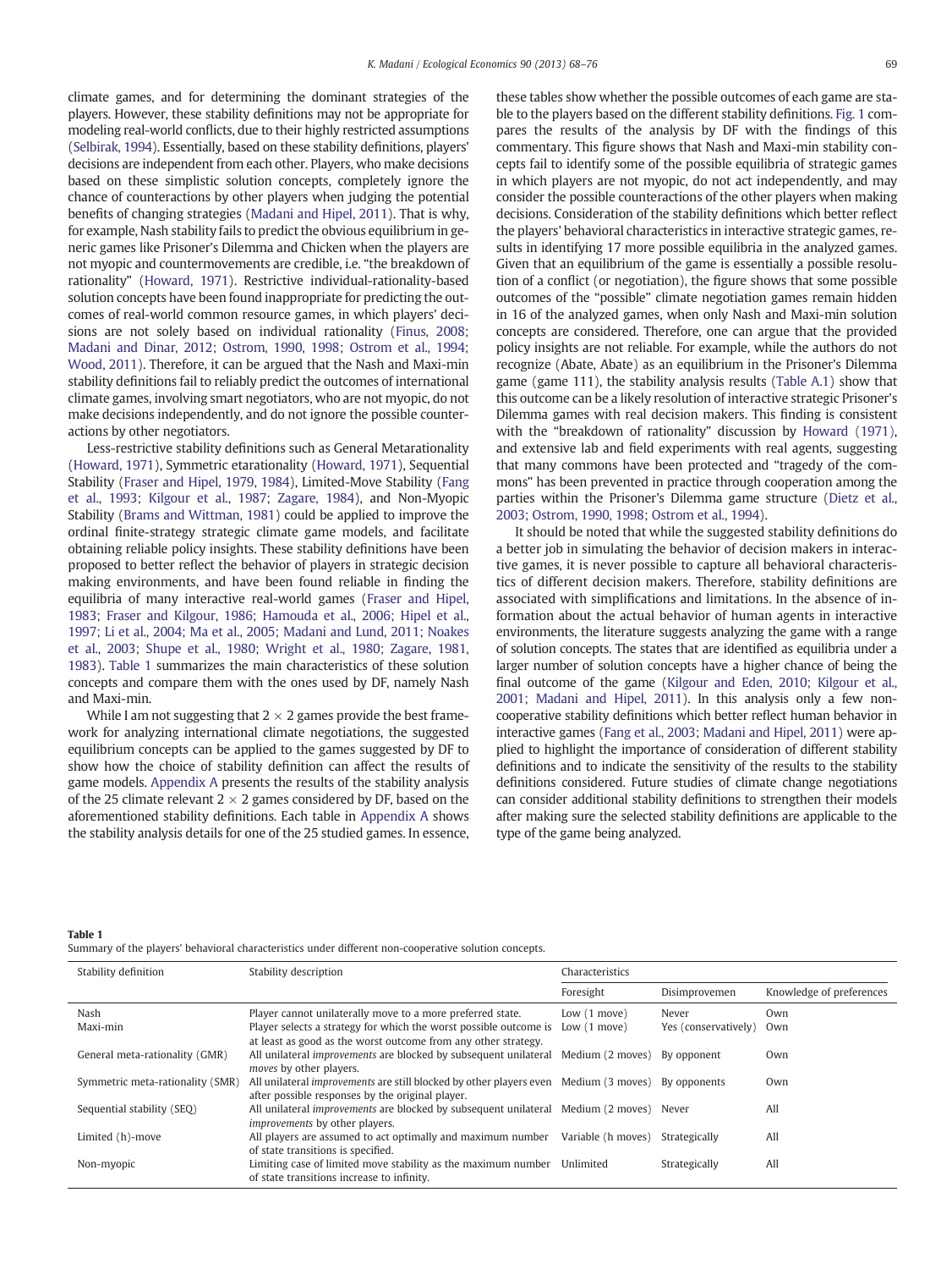climate games, and for determining the dominant strategies of the players. However, these stability definitions may not be appropriate for modeling real-world conflicts, due to their highly restricted assumptions (Selbirak, 1994). Essentially, based on these stability definitions, players' decisions are independent from each other. Players, who make decisions based on these simplistic solution concepts, completely ignore the chance of counteractions by other players when judging the potential benefits of changing strategies (Madani and Hipel, 2011). That is why, for example, Nash stability fails to predict the obvious equilibrium in generic games like Prisoner's Dilemma and Chicken when the players are not myopic and countermovements are credible, i.e. "the breakdown of rationality" (Howard, 1971). Restrictive individual-rationality-based solution concepts have been found inappropriate for predicting the outcomes of real-world common resource games, in which players' decisions are not solely based on individual rationality (Finus, 2008; Madani and Dinar, 2012; Ostrom, 1990, 1998; Ostrom et al., 1994; Wood, 2011). Therefore, it can be argued that the Nash and Maxi-min stability definitions fail to reliably predict the outcomes of international climate games, involving smart negotiators, who are not myopic, do not make decisions independently, and do not ignore the possible counteractions by other negotiators.

Less-restrictive stability definitions such as General Metarationality (Howard, 1971), Symmetric etarationality (Howard, 1971), Sequential Stability (Fraser and Hipel, 1979, 1984), Limited-Move Stability (Fang et al., 1993; Kilgour et al., 1987; Zagare, 1984), and Non-Myopic Stability (Brams and Wittman, 1981) could be applied to improve the ordinal finite-strategy strategic climate game models, and facilitate obtaining reliable policy insights. These stability definitions have been proposed to better reflect the behavior of players in strategic decision making environments, and have been found reliable in finding the equilibria of many interactive real-world games (Fraser and Hipel, 1983; Fraser and Kilgour, 1986; Hamouda et al., 2006; Hipel et al., 1997; Li et al., 2004; Ma et al., 2005; Madani and Lund, 2011; Noakes et al., 2003; Shupe et al., 1980; Wright et al., 1980; Zagare, 1981, 1983). Table 1 summarizes the main characteristics of these solution concepts and compare them with the ones used by DF, namely Nash and Maxi-min.

While I am not suggesting that 2 × 2 games provide the best framework for analyzing international climate negotiations, the suggested equilibrium concepts can be applied to the games suggested by DF to show how the choice of stability definition can affect the results of game models. Appendix A presents the results of the stability analysis of the 25 climate relevant 2 × 2 games considered by DF, based on the aforementioned stability definitions. Each table in Appendix A shows the stability analysis details for one of the 25 studied games. In essence, these tables show whether the possible outcomes of each game are stable to the players based on the different stability definitions. Fig. 1 compares the results of the analysis by DF with the findings of this commentary. This figure shows that Nash and Maxi-min stability concepts fail to identify some of the possible equilibria of strategic games in which players are not myopic, do not act independently, and may consider the possible counteractions of the other players when making decisions. Consideration of the stability definitions which better reflect the players' behavioral characteristics in interactive strategic games, results in identifying 17 more possible equilibria in the analyzed games. Given that an equilibrium of the game is essentially a possible resolution of a conflict (or negotiation), the figure shows that some possible outcomes of the "possible" climate negotiation games remain hidden in 16 of the analyzed games, when only Nash and Maxi-min solution concepts are considered. Therefore, one can argue that the provided policy insights are not reliable. For example, while the authors do not recognize (Abate, Abate) as an equilibrium in the Prisoner's Dilemma game (game 111), the stability analysis results (Table A.1) show that this outcome can be a likely resolution of interactive strategic Prisoner's Dilemma games with real decision makers. This finding is consistent with the "breakdown of rationality" discussion by Howard (1971), and extensive lab and field experiments with real agents, suggesting that many commons have been protected and "tragedy of the commons" has been prevented in practice through cooperation among the parties within the Prisoner's Dilemma game structure (Dietz et al., 2003; Ostrom, 1990, 1998; Ostrom et al., 1994).

It should be noted that while the suggested stability definitions do a better job in simulating the behavior of decision makers in interactive games, it is never possible to capture all behavioral characteristics of different decision makers. Therefore, stability definitions are associated with simplifications and limitations. In the absence of information about the actual behavior of human agents in interactive environments, the literature suggests analyzing the game with a range of solution concepts. The states that are identified as equilibria under a larger number of solution concepts have a higher chance of being the final outcome of the game (Kilgour and Eden, 2010; Kilgour et al., 2001; Madani and Hipel, 2011). In this analysis only a few non-cooperative stability definitions which better reflect human behavior in interactive games (Fang et al., 2003; Madani and Hipel, 2011) were applied to highlight the importance of consideration of different stability definitions and to indicate the sensitivity of the results to the stability definitions considered. Future studies of climate change negotiations can consider additional stability definitions to strengthen their models after making sure the selected stability definitions are applicable to the type of the game being analyzed.

**Table 1**
Summary of the players' behavioral characteristics under different non-cooperative solution concepts.

| Stability definition | Stability description | Characteristics | | |
|---|---|---|---|---|
| | | Foresight | Disimprovemen | Knowledge of preferences |
| Nash | Player cannot unilaterally move to a more preferred state. | Low (1 move) | Never | Own |
| Maxi-min | Player selects a strategy for which the worst possible outcome is at least as good as the worst outcome from any other strategy. | Low (1 move) | Yes (conservatively) | Own |
| General meta-rationality (GMR) | All unilateral *improvements* are blocked by subsequent unilateral *moves* by other players. | Medium (2 moves) | By opponent | Own |
| Symmetric meta-rationality (SMR) | All unilateral *improvements* are still blocked by other players even after possible responses by the original player. | Medium (3 moves) | By opponents | Own |
| Sequential stability (SEQ) | All unilateral *improvements* are blocked by subsequent unilateral *improvements* by other players. | Medium (2 moves) | Never | All |
| Limited (h)-move | All players are assumed to act optimally and maximum number of state transitions is specified. | Variable (h moves) | Strategically | All |
| Non-myopic | Limiting case of limited move stability as the maximum number of state transitions increase to infinity. | Unlimited | Strategically | All |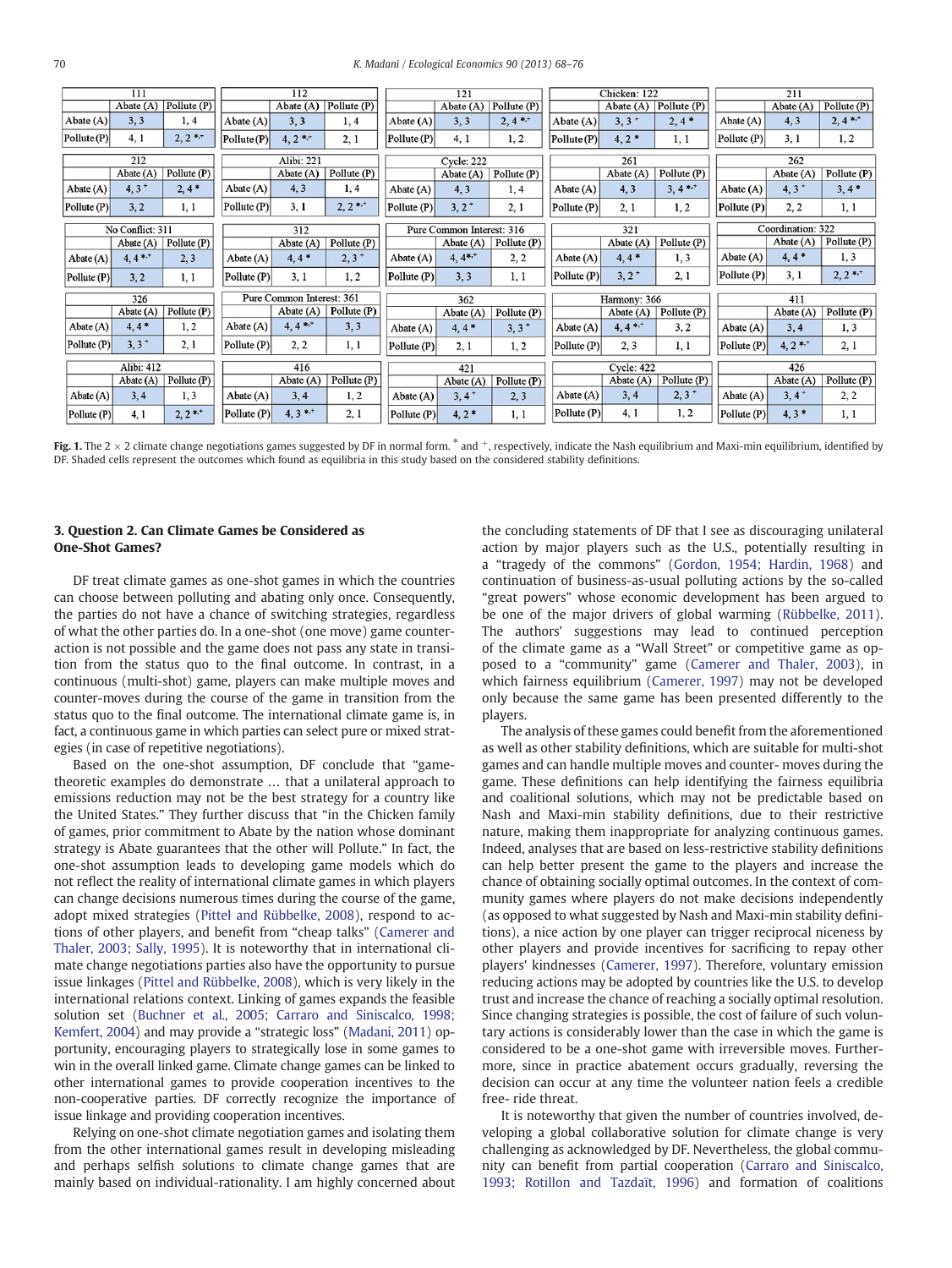| 111 | Abate (A) | Pollute (P) |
|---|---|---|
| Abate (A) | 3, 3 | 1, 4 |
| Pollute (P) | 4, 1 | 2, 2 *,+ |

| 112 | Abate (A) | Pollute (P) |
|---|---|---|
| Abate (A) | 3, 3 | 1, 4 |
| Pollute (P) | 4, 2 *,+ | 2, 1 |

| 121 | Abate (A) | Pollute (P) |
|---|---|---|
| Abate (A) | 3, 3 | 2, 4 *,+ |
| Pollute (P) | 4, 1 | 1, 2 |

| Chicken: 122 | Abate (A) | Pollute (P) |
|---|---|---|
| Abate (A) | 3, 3 + | 2, 4 * |
| Pollute (P) | 4, 2 * | 1, 1 |

| 211 | Abate (A) | Pollute (P) |
|---|---|---|
| Abate (A) | 4, 3 | 2, 4 *,+ |
| Pollute (P) | 3, 1 | 1, 2 |

| 212 | Abate (A) | Pollute (P) |
|---|---|---|
| Abate (A) | 4, 3 + | 2, 4 * |
| Pollute (P) | 3, 2 | 1, 1 |

| Alibi: 221 | Abate (A) | Pollute (P) |
|---|---|---|
| Abate (A) | 4, 3 | 1, 4 |
| Pollute (P) | 3, 1 | 2, 2 *,+ |

| Cycle: 222 | Abate (A) | Pollute (P) |
|---|---|---|
| Abate (A) | 4, 3 | 1, 4 |
| Pollute (P) | 3, 2 + | 2, 1 |

| 261 | Abate (A) | Pollute (P) |
|---|---|---|
| Abate (A) | 4, 3 | 3, 4 *,+ |
| Pollute (P) | 2, 1 | 1, 2 |

| 262 | Abate (A) | Pollute (P) |
|---|---|---|
| Abate (A) | 4, 3 + | 3, 4 * |
| Pollute (P) | 2, 2 | 1, 1 |

| No Conflict: 311 | Abate (A) | Pollute (P) |
|---|---|---|
| Abate (A) | 4, 4 *,+ | 2, 3 |
| Pollute (P) | 3, 2 | 1, 1 |

| 312 | Abate (A) | Pollute (P) |
|---|---|---|
| Abate (A) | 4, 4 * | 2, 3 + |
| Pollute (P) | 3, 1 | 1, 2 |

| Pure Common Interest: 316 | Abate (A) | Pollute (P) |
|---|---|---|
| Abate (A) | 4, 4*,+ | 2, 2 |
| Pollute (P) | 3, 3 | 1, 1 |

| 321 | Abate (A) | Pollute (P) |
|---|---|---|
| Abate (A) | 4, 4 * | 1, 3 |
| Pollute (P) | 3, 2 + | 2, 1 |

| Coordination: 322 | Abate (A) | Pollute (P) |
|---|---|---|
| Abate (A) | 4, 4 * | 1, 3 |
| Pollute (P) | 3, 1 | 2, 2 *,+ |

| 326 | Abate (A) | Pollute (P) |
|---|---|---|
| Abate (A) | 4, 4 * | 1, 2 |
| Pollute (P) | 3, 3 + | 2, 1 |

| Pure Common Interest: 361 | Abate (A) | Pollute (P) |
|---|---|---|
| Abate (A) | 4, 4 *,+ | 3, 3 |
| Pollute (P) | 2, 2 | 1, 1 |

| 362 | Abate (A) | Pollute (P) |
|---|---|---|
| Abate (A) | 4, 4 * | 3, 3 + |
| Pollute (P) | 2, 1 | 1, 2 |

| Harmony: 366 | Abate (A) | Pollute (P) |
|---|---|---|
| Abate (A) | 4, 4 *,+ | 3, 2 |
| Pollute (P) | 2, 3 | 1, 1 |

| 411 | Abate (A) | Pollute (P) |
|---|---|---|
| Abate (A) | 3, 4 | 1, 3 |
| Pollute (P) | 4, 2 *,+ | 2, 1 |

| Alibi: 412 | Abate (A) | Pollute (P) |
|---|---|---|
| Abate (A) | 3, 4 | 1, 3 |
| Pollute (P) | 4, 1 | 2, 2 *,+ |

| 416 | Abate (A) | Pollute (P) |
|---|---|---|
| Abate (A) | 3, 4 | 1, 2 |
| Pollute (P) | 4, 3 *,+ | 2, 1 |

| 421 | Abate (A) | Pollute (P) |
|---|---|---|
| Abate (A) | 3, 4 + | 2, 3 |
| Pollute (P) | 4, 2 * | 1, 1 |

| Cycle: 422 | Abate (A) | Pollute (P) |
|---|---|---|
| Abate (A) | 3, 4 | 2, 3 + |
| Pollute (P) | 4, 1 | 1, 2 |

| 426 | Abate (A) | Pollute (P) |
|---|---|---|
| Abate (A) | 3, 4 + | 2, 2 |
| Pollute (P) | 4, 3 * | 1, 1 |

**Fig. 1.** The 2 × 2 climate change negotiations games suggested by DF in normal form. * and +, respectively, indicate the Nash equilibrium and Maxi-min equilibrium, identified by DF. Shaded cells represent the outcomes which found as equilibria in this study based on the considered stability definitions.

## 3. Question 2. Can Climate Games be Considered as One-Shot Games?

DF treat climate games as one-shot games in which the countries can choose between polluting and abating only once. Consequently, the parties do not have a chance of switching strategies, regardless of what the other parties do. In a one-shot (one move) game counter-action is not possible and the game does not pass any state in transition from the status quo to the final outcome. In contrast, in a continuous (multi-shot) game, players can make multiple moves and counter-moves during the course of the game in transition from the status quo to the final outcome. The international climate game is, in fact, a continuous game in which parties can select pure or mixed strategies (in case of repetitive negotiations).

Based on the one-shot assumption, DF conclude that "game-theoretic examples do demonstrate … that a unilateral approach to emissions reduction may not be the best strategy for a country like the United States." They further discuss that "in the Chicken family of games, prior commitment to Abate by the nation whose dominant strategy is Abate guarantees that the other will Pollute." In fact, the one-shot assumption leads to developing game models which do not reflect the reality of international climate games in which players can change decisions numerous times during the course of the game, adopt mixed strategies (Pittel and Rübbelke, 2008), respond to actions of other players, and benefit from "cheap talks" (Camerer and Thaler, 2003; Sally, 1995). It is noteworthy that in international climate change negotiations parties also have the opportunity to pursue issue linkages (Pittel and Rübbelke, 2008), which is very likely in the international relations context. Linking of games expands the feasible solution set (Buchner et al., 2005; Carraro and Siniscalco, 1998; Kemfert, 2004) and may provide a "strategic loss" (Madani, 2011) opportunity, encouraging players to strategically lose in some games to win in the overall linked game. Climate change games can be linked to other international games to provide cooperation incentives to the non-cooperative parties. DF correctly recognize the importance of issue linkage and providing cooperation incentives.

Relying on one-shot climate negotiation games and isolating them from the other international games result in developing misleading and perhaps selfish solutions to climate change games that are mainly based on individual-rationality. I am highly concerned about the concluding statements of DF that I see as discouraging unilateral action by major players such as the U.S., potentially resulting in a "tragedy of the commons" (Gordon, 1954; Hardin, 1968) and continuation of business-as-usual polluting actions by the so-called "great powers" whose economic development has been argued to be one of the major drivers of global warming (Rübbelke, 2011). The authors' suggestions may lead to continued perception of the climate game as a "Wall Street" or competitive game as opposed to a "community" game (Camerer and Thaler, 2003), in which fairness equilibrium (Camerer, 1997) may not be developed only because the same game has been presented differently to the players.

The analysis of these games could benefit from the aforementioned as well as other stability definitions, which are suitable for multi-shot games and can handle multiple moves and counter- moves during the game. These definitions can help identifying the fairness equilibria and coalitional solutions, which may not be predictable based on Nash and Maxi-min stability definitions, due to their restrictive nature, making them inappropriate for analyzing continuous games. Indeed, analyses that are based on less-restrictive stability definitions can help better present the game to the players and increase the chance of obtaining socially optimal outcomes. In the context of community games where players do not make decisions independently (as opposed to what suggested by Nash and Maxi-min stability definitions), a nice action by one player can trigger reciprocal niceness by other players and provide incentives for sacrificing to repay other players' kindnesses (Camerer, 1997). Therefore, voluntary emission reducing actions may be adopted by countries like the U.S. to develop trust and increase the chance of reaching a socially optimal resolution. Since changing strategies is possible, the cost of failure of such voluntary actions is considerably lower than the case in which the game is considered to be a one-shot game with irreversible moves. Furthermore, since in practice abatement occurs gradually, reversing the decision can occur at any time the volunteer nation feels a credible free- ride threat.

It is noteworthy that given the number of countries involved, developing a global collaborative solution for climate change is very challenging as acknowledged by DF. Nevertheless, the global community can benefit from partial cooperation (Carraro and Siniscalco, 1993; Rotillon and Tazdaït, 1996) and formation of coalitions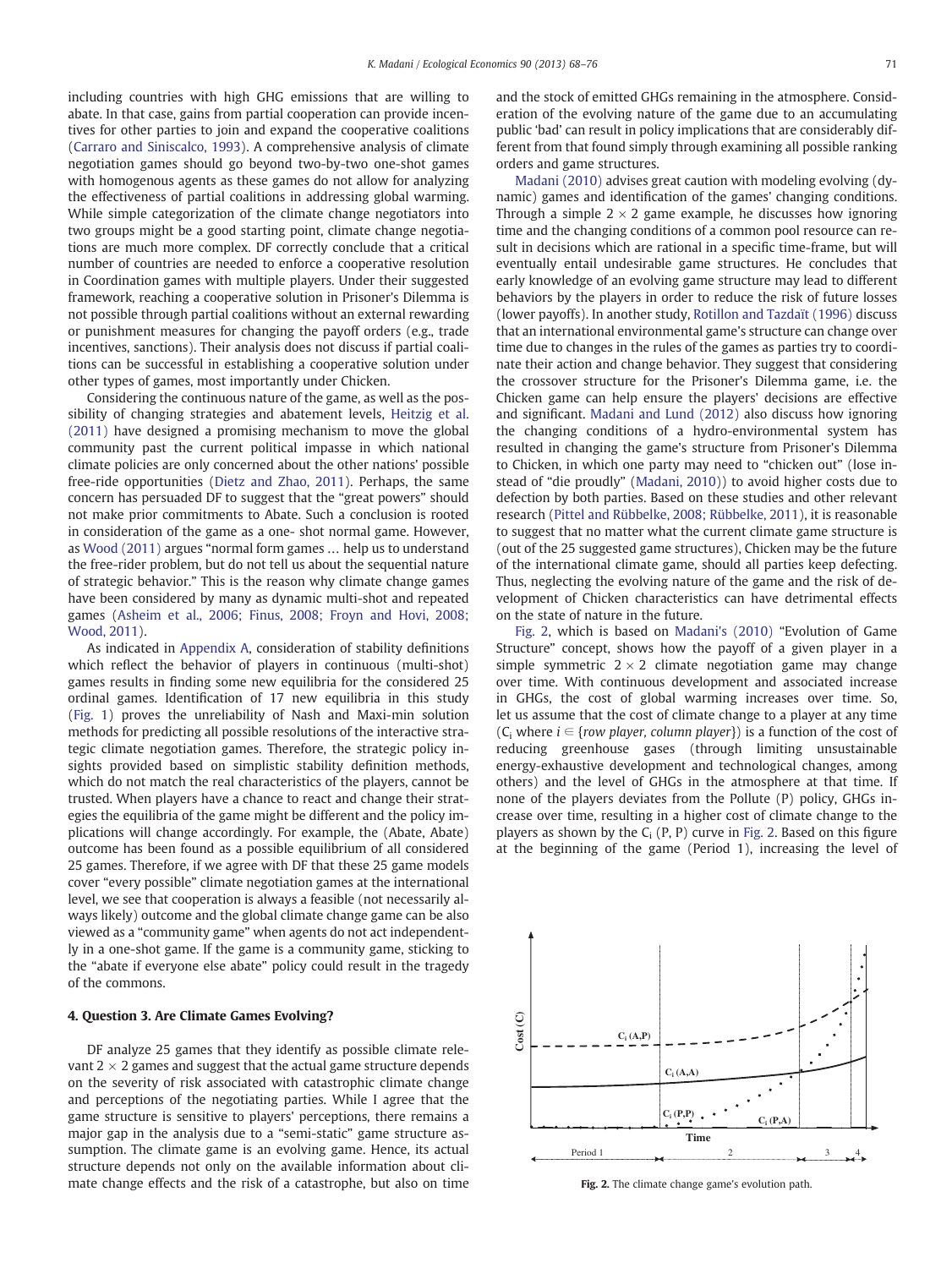including countries with high GHG emissions that are willing to abate. In that case, gains from partial cooperation can provide incentives for other parties to join and expand the cooperative coalitions (Carraro and Siniscalco, 1993). A comprehensive analysis of climate negotiation games should go beyond two-by-two one-shot games with homogenous agents as these games do not allow for analyzing the effectiveness of partial coalitions in addressing global warming. While simple categorization of the climate change negotiators into two groups might be a good starting point, climate change negotiations are much more complex. DF correctly conclude that a critical number of countries are needed to enforce a cooperative resolution in Coordination games with multiple players. Under their suggested framework, reaching a cooperative solution in Prisoner's Dilemma is not possible through partial coalitions without an external rewarding or punishment measures for changing the payoff orders (e.g., trade incentives, sanctions). Their analysis does not discuss if partial coalitions can be successful in establishing a cooperative solution under other types of games, most importantly under Chicken.

Considering the continuous nature of the game, as well as the possibility of changing strategies and abatement levels, Heitzig et al. (2011) have designed a promising mechanism to move the global community past the current political impasse in which national climate policies are only concerned about the other nations' possible free-ride opportunities (Dietz and Zhao, 2011). Perhaps, the same concern has persuaded DF to suggest that the "great powers" should not make prior commitments to Abate. Such a conclusion is rooted in consideration of the game as a one- shot normal game. However, as Wood (2011) argues "normal form games … help us to understand the free-rider problem, but do not tell us about the sequential nature of strategic behavior." This is the reason why climate change games have been considered by many as dynamic multi-shot and repeated games (Asheim et al., 2006; Finus, 2008; Froyn and Hovi, 2008; Wood, 2011).

As indicated in Appendix A, consideration of stability definitions which reflect the behavior of players in continuous (multi-shot) games results in finding some new equilibria for the considered 25 ordinal games. Identification of 17 new equilibria in this study (Fig. 1) proves the unreliability of Nash and Maxi-min solution methods for predicting all possible resolutions of the interactive strategic climate negotiation games. Therefore, the strategic policy insights provided based on simplistic stability definition methods, which do not match the real characteristics of the players, cannot be trusted. When players have a chance to react and change their strategies the equilibria of the game might be different and the policy implications will change accordingly. For example, the (Abate, Abate) outcome has been found as a possible equilibrium of all considered 25 games. Therefore, if we agree with DF that these 25 game models cover "every possible" climate negotiation games at the international level, we see that cooperation is always a feasible (not necessarily always likely) outcome and the global climate change game can be also viewed as a "community game" when agents do not act independently in a one-shot game. If the game is a community game, sticking to the "abate if everyone else abate" policy could result in the tragedy of the commons.

## 4. Question 3. Are Climate Games Evolving?

DF analyze 25 games that they identify as possible climate relevant $2 \times 2$ games and suggest that the actual game structure depends on the severity of risk associated with catastrophic climate change and perceptions of the negotiating parties. While I agree that the game structure is sensitive to players' perceptions, there remains a major gap in the analysis due to a "semi-static" game structure assumption. The climate game is an evolving game. Hence, its actual structure depends not only on the available information about climate change effects and the risk of a catastrophe, but also on time and the stock of emitted GHGs remaining in the atmosphere. Consideration of the evolving nature of the game due to an accumulating public 'bad' can result in policy implications that are considerably different from that found simply through examining all possible ranking orders and game structures.

Madani (2010) advises great caution with modeling evolving (dynamic) games and identification of the games' changing conditions. Through a simple $2 \times 2$ game example, he discusses how ignoring time and the changing conditions of a common pool resource can result in decisions which are rational in a specific time-frame, but will eventually entail undesirable game structures. He concludes that early knowledge of an evolving game structure may lead to different behaviors by the players in order to reduce the risk of future losses (lower payoffs). In another study, Rotillon and Tazdaït (1996) discuss that an international environmental game's structure can change over time due to changes in the rules of the games as parties try to coordinate their action and change behavior. They suggest that considering the crossover structure for the Prisoner's Dilemma game, i.e. the Chicken game can help ensure the players' decisions are effective and significant. Madani and Lund (2012) also discuss how ignoring the changing conditions of a hydro-environmental system has resulted in changing the game's structure from Prisoner's Dilemma to Chicken, in which one party may need to "chicken out" (lose instead of "die proudly" (Madani, 2010)) to avoid higher costs due to defection by both parties. Based on these studies and other relevant research (Pittel and Rübbelke, 2008; Rübbelke, 2011), it is reasonable to suggest that no matter what the current climate game structure is (out of the 25 suggested game structures), Chicken may be the future of the international climate game, should all parties keep defecting. Thus, neglecting the evolving nature of the game and the risk of development of Chicken characteristics can have detrimental effects on the state of nature in the future.

Fig. 2, which is based on Madani's (2010) "Evolution of Game Structure" concept, shows how the payoff of a given player in a simple symmetric $2 \times 2$ climate negotiation game may change over time. With continuous development and associated increase in GHGs, the cost of global warming increases over time. So, let us assume that the cost of climate change to a player at any time ($C_i$ where $i \in \{row\ player,\ column\ player\}$) is a function of the cost of reducing greenhouse gases (through limiting unsustainable energy-exhaustive development and technological changes, among others) and the level of GHGs in the atmosphere at that time. If none of the players deviates from the Pollute (P) policy, GHGs increase over time, resulting in a higher cost of climate change to the players as shown by the $C_i$ (P, P) curve in Fig. 2. Based on this figure at the beginning of the game (Period 1), increasing the level of

Fig. 2. The climate change game's evolution path.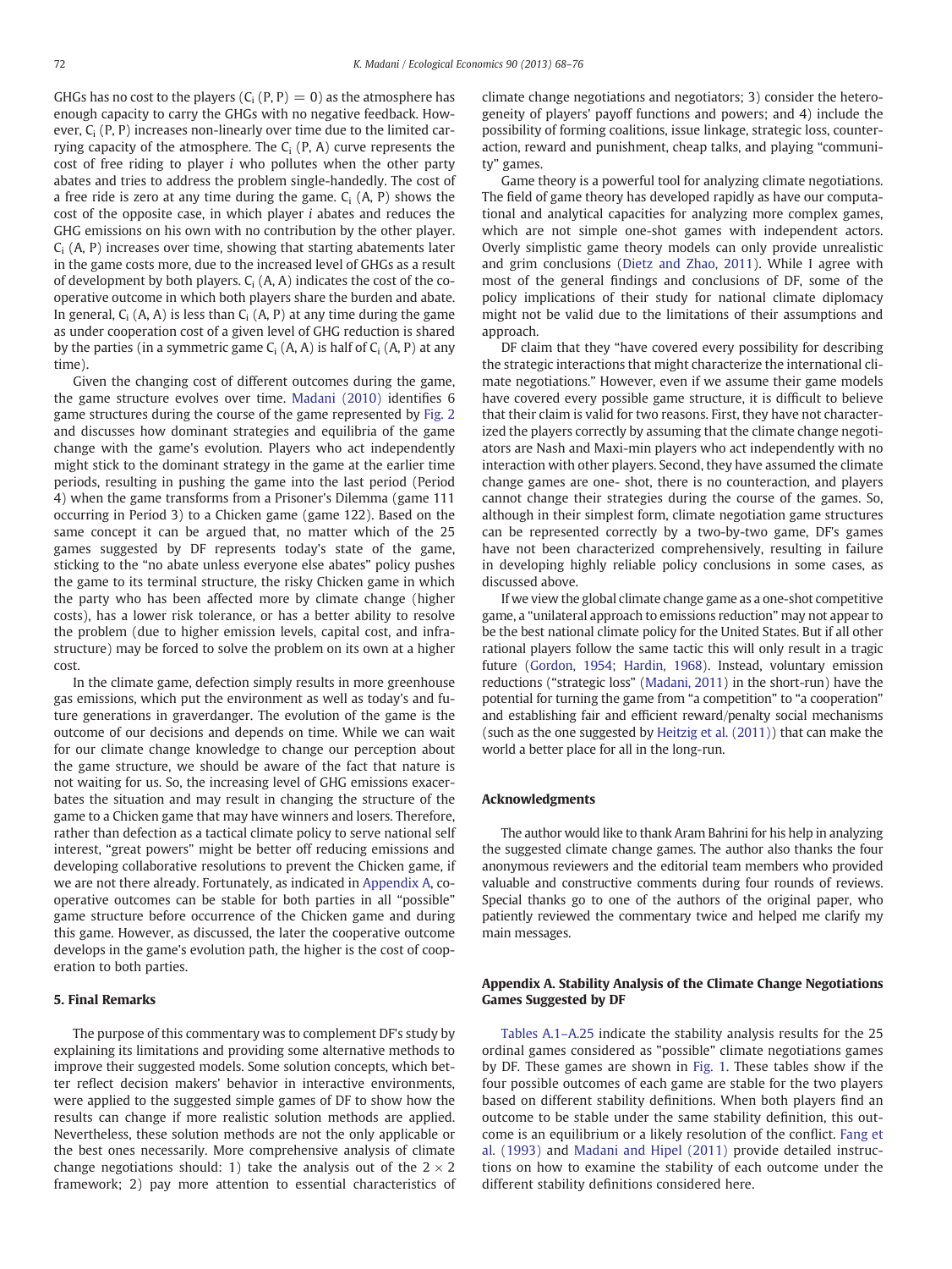GHGs has no cost to the players ($C_i$ (P, P) = 0) as the atmosphere has enough capacity to carry the GHGs with no negative feedback. However, $C_i$ (P, P) increases non-linearly over time due to the limited carrying capacity of the atmosphere. The $C_i$ (P, A) curve represents the cost of free riding to player *i* who pollutes when the other party abates and tries to address the problem single-handedly. The cost of a free ride is zero at any time during the game. $C_i$ (A, P) shows the cost of the opposite case, in which player *i* abates and reduces the GHG emissions on his own with no contribution by the other player. $C_i$ (A, P) increases over time, showing that starting abatements later in the game costs more, due to the increased level of GHGs as a result of development by both players. $C_i$ (A, A) indicates the cost of the cooperative outcome in which both players share the burden and abate. In general, $C_i$ (A, A) is less than $C_i$ (A, P) at any time during the game as under cooperation cost of a given level of GHG reduction is shared by the parties (in a symmetric game $C_i$ (A, A) is half of $C_i$ (A, P) at any time).

Given the changing cost of different outcomes during the game, the game structure evolves over time. Madani (2010) identifies 6 game structures during the course of the game represented by Fig. 2 and discusses how dominant strategies and equilibria of the game change with the game's evolution. Players who act independently might stick to the dominant strategy in the game at the earlier time periods, resulting in pushing the game into the last period (Period 4) when the game transforms from a Prisoner's Dilemma (game 111 occurring in Period 3) to a Chicken game (game 122). Based on the same concept it can be argued that, no matter which of the 25 games suggested by DF represents today's state of the game, sticking to the "no abate unless everyone else abates" policy pushes the game to its terminal structure, the risky Chicken game in which the party who has been affected more by climate change (higher costs), has a lower risk tolerance, or has a better ability to resolve the problem (due to higher emission levels, capital cost, and infrastructure) may be forced to solve the problem on its own at a higher cost.

In the climate game, defection simply results in more greenhouse gas emissions, which put the environment as well as today's and future generations in graverdanger. The evolution of the game is the outcome of our decisions and depends on time. While we can wait for our climate change knowledge to change our perception about the game structure, we should be aware of the fact that nature is not waiting for us. So, the increasing level of GHG emissions exacerbates the situation and may result in changing the structure of the game to a Chicken game that may have winners and losers. Therefore, rather than defection as a tactical climate policy to serve national self interest, "great powers" might be better off reducing emissions and developing collaborative resolutions to prevent the Chicken game, if we are not there already. Fortunately, as indicated in Appendix A, cooperative outcomes can be stable for both parties in all "possible" game structure before occurrence of the Chicken game and during this game. However, as discussed, the later the cooperative outcome develops in the game's evolution path, the higher is the cost of cooperation to both parties.

## 5. Final Remarks

The purpose of this commentary was to complement DF's study by explaining its limitations and providing some alternative methods to improve their suggested models. Some solution concepts, which better reflect decision makers' behavior in interactive environments, were applied to the suggested simple games of DF to show how the results can change if more realistic solution methods are applied. Nevertheless, these solution methods are not the only applicable or the best ones necessarily. More comprehensive analysis of climate change negotiations should: 1) take the analysis out of the $2 \times 2$ framework; 2) pay more attention to essential characteristics of climate change negotiations and negotiators; 3) consider the heterogeneity of players' payoff functions and powers; and 4) include the possibility of forming coalitions, issue linkage, strategic loss, counteraction, reward and punishment, cheap talks, and playing "community" games.

Game theory is a powerful tool for analyzing climate negotiations. The field of game theory has developed rapidly as have our computational and analytical capacities for analyzing more complex games, which are not simple one-shot games with independent actors. Overly simplistic game theory models can only provide unrealistic and grim conclusions (Dietz and Zhao, 2011). While I agree with most of the general findings and conclusions of DF, some of the policy implications of their study for national climate diplomacy might not be valid due to the limitations of their assumptions and approach.

DF claim that they "have covered every possibility for describing the strategic interactions that might characterize the international climate negotiations." However, even if we assume their game models have covered every possible game structure, it is difficult to believe that their claim is valid for two reasons. First, they have not characterized the players correctly by assuming that the climate change negotiators are Nash and Maxi-min players who act independently with no interaction with other players. Second, they have assumed the climate change games are one- shot, there is no counteraction, and players cannot change their strategies during the course of the games. So, although in their simplest form, climate negotiation game structures can be represented correctly by a two-by-two game, DF's games have not been characterized comprehensively, resulting in failure in developing highly reliable policy conclusions in some cases, as discussed above.

If we view the global climate change game as a one-shot competitive game, a "unilateral approach to emissions reduction" may not appear to be the best national climate policy for the United States. But if all other rational players follow the same tactic this will only result in a tragic future (Gordon, 1954; Hardin, 1968). Instead, voluntary emission reductions ("strategic loss" (Madani, 2011) in the short-run) have the potential for turning the game from "a competition" to "a cooperation" and establishing fair and efficient reward/penalty social mechanisms (such as the one suggested by Heitzig et al. (2011)) that can make the world a better place for all in the long-run.

## Acknowledgments

The author would like to thank Aram Bahrini for his help in analyzing the suggested climate change games. The author also thanks the four anonymous reviewers and the editorial team members who provided valuable and constructive comments during four rounds of reviews. Special thanks go to one of the authors of the original paper, who patiently reviewed the commentary twice and helped me clarify my main messages.

## Appendix A. Stability Analysis of the Climate Change Negotiations Games Suggested by DF

Tables A.1–A.25 indicate the stability analysis results for the 25 ordinal games considered as "possible" climate negotiations games by DF. These games are shown in Fig. 1. These tables show if the four possible outcomes of each game are stable for the two players based on different stability definitions. When both players find an outcome to be stable under the same stability definition, this outcome is an equilibrium or a likely resolution of the conflict. Fang et al. (1993) and Madani and Hipel (2011) provide detailed instructions on how to examine the stability of each outcome under the different stability definitions considered here.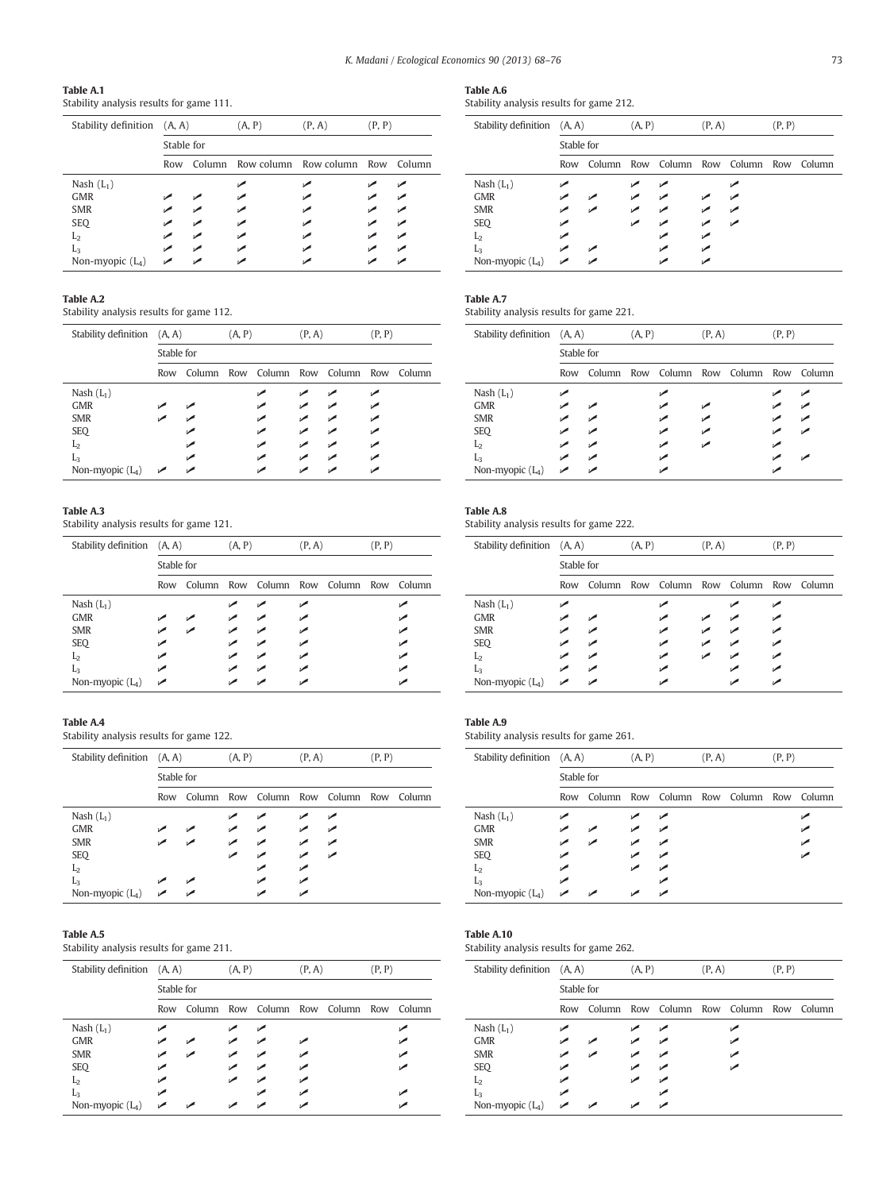**Table A.1**
Stability analysis results for game 111.

| Stability definition | (A, A) | | (A, P) | (P, A) | (P, P) | |
|---|---|---|---|---|---|---|
| | Stable for | | | | | |
| | Row | Column | Row column | Row column | Row | Column |
| Nash ($L_1$) | | | ✓ | ✓ | ✓ | ✓ |
| GMR | ✓ | ✓ | ✓ | ✓ | ✓ | ✓ |
| SMR | ✓ | ✓ | ✓ | ✓ | ✓ | ✓ |
| SEQ | ✓ | ✓ | ✓ | ✓ | ✓ | ✓ |
| $L_2$ | ✓ | ✓ | ✓ | ✓ | ✓ | ✓ |
| $L_3$ | ✓ | ✓ | ✓ | ✓ | ✓ | ✓ |
| Non-myopic ($L_4$) | ✓ | ✓ | ✓ | ✓ | ✓ | ✓ |

**Table A.2**
Stability analysis results for game 112.

| Stability definition | (A, A) | | (A, P) | | (P, A) | | (P, P) | |
|---|---|---|---|---|---|---|---|---|
| | Stable for | | | | | | | |
| | Row | Column | Row | Column | Row | Column | Row | Column |
| Nash ($L_1$) | | | | ✓ | ✓ | ✓ | ✓ | |
| GMR | ✓ | ✓ | | ✓ | ✓ | ✓ | ✓ | |
| SMR | ✓ | ✓ | | ✓ | ✓ | ✓ | ✓ | |
| SEQ | | ✓ | | ✓ | ✓ | ✓ | ✓ | |
| $L_2$ | | ✓ | | ✓ | ✓ | ✓ | ✓ | |
| $L_3$ | | ✓ | | ✓ | ✓ | ✓ | ✓ | |
| Non-myopic ($L_4$) | ✓ | ✓ | | ✓ | ✓ | ✓ | ✓ | |

**Table A.3**
Stability analysis results for game 121.

| Stability definition | (A, A) | | (A, P) | | (P, A) | | (P, P) | |
|---|---|---|---|---|---|---|---|---|
| | Stable for | | | | | | | |
| | Row | Column | Row | Column | Row | Column | Row | Column |
| Nash ($L_1$) | | | ✓ | ✓ | ✓ | | | ✓ |
| GMR | ✓ | ✓ | ✓ | ✓ | ✓ | | | ✓ |
| SMR | ✓ | ✓ | ✓ | ✓ | ✓ | | | ✓ |
| SEQ | ✓ | | ✓ | ✓ | ✓ | | | ✓ |
| $L_2$ | ✓ | | ✓ | ✓ | ✓ | | | ✓ |
| $L_3$ | ✓ | | ✓ | ✓ | ✓ | | | ✓ |
| Non-myopic ($L_4$) | ✓ | | ✓ | ✓ | ✓ | | | ✓ |

**Table A.4**
Stability analysis results for game 122.

| Stability definition | (A, A) | | (A, P) | | (P, A) | | (P, P) | |
|---|---|---|---|---|---|---|---|---|
| | Stable for | | | | | | | |
| | Row | Column | Row | Column | Row | Column | Row | Column |
| Nash ($L_1$) | | | ✓ | ✓ | ✓ | ✓ | | |
| GMR | ✓ | ✓ | ✓ | ✓ | ✓ | ✓ | | |
| SMR | ✓ | ✓ | ✓ | ✓ | ✓ | ✓ | | |
| SEQ | | | ✓ | ✓ | ✓ | ✓ | | |
| $L_2$ | | | | ✓ | ✓ | | | |
| $L_3$ | ✓ | ✓ | | ✓ | ✓ | | | |
| Non-myopic ($L_4$) | ✓ | ✓ | | ✓ | ✓ | | | |

**Table A.5**
Stability analysis results for game 211.

| Stability definition | (A, A) | | (A, P) | | (P, A) | | (P, P) | |
|---|---|---|---|---|---|---|---|---|
| | Stable for | | | | | | | |
| | Row | Column | Row | Column | Row | Column | Row | Column |
| Nash ($L_1$) | ✓ | | ✓ | ✓ | | | | ✓ |
| GMR | ✓ | ✓ | ✓ | ✓ | ✓ | | | ✓ |
| SMR | ✓ | ✓ | ✓ | ✓ | ✓ | | | ✓ |
| SEQ | ✓ | | ✓ | ✓ | ✓ | | | ✓ |
| $L_2$ | ✓ | | ✓ | ✓ | ✓ | | | |
| $L_3$ | ✓ | | | ✓ | ✓ | | | ✓ |
| Non-myopic ($L_4$) | ✓ | ✓ | ✓ | ✓ | ✓ | | | ✓ |

**Table A.6**
Stability analysis results for game 212.

| Stability definition | (A, A) | | (A, P) | | (P, A) | | (P, P) | |
|---|---|---|---|---|---|---|---|---|
| | Stable for | | | | | | | |
| | Row | Column | Row | Column | Row | Column | Row | Column |
| Nash ($L_1$) | ✓ | | ✓ | ✓ | | ✓ | | |
| GMR | ✓ | ✓ | ✓ | ✓ | ✓ | ✓ | | |
| SMR | ✓ | ✓ | ✓ | ✓ | ✓ | ✓ | | |
| SEQ | ✓ | | ✓ | ✓ | ✓ | ✓ | | |
| $L_2$ | ✓ | | | ✓ | ✓ | | | |
| $L_3$ | ✓ | ✓ | | ✓ | ✓ | | | |
| Non-myopic ($L_4$) | ✓ | ✓ | | ✓ | ✓ | | | |

**Table A.7**
Stability analysis results for game 221.

| Stability definition | (A, A) | | (A, P) | | (P, A) | | (P, P) | |
|---|---|---|---|---|---|---|---|---|
| | Stable for | | | | | | | |
| | Row | Column | Row | Column | Row | Column | Row | Column |
| Nash ($L_1$) | ✓ | | | ✓ | | | ✓ | ✓ |
| GMR | ✓ | ✓ | | ✓ | ✓ | | ✓ | ✓ |
| SMR | ✓ | ✓ | | ✓ | ✓ | | ✓ | ✓ |
| SEQ | ✓ | ✓ | | ✓ | ✓ | | ✓ | ✓ |
| $L_2$ | ✓ | ✓ | | ✓ | ✓ | | ✓ | |
| $L_3$ | ✓ | ✓ | | ✓ | | | ✓ | ✓ |
| Non-myopic ($L_4$) | ✓ | ✓ | | ✓ | | | ✓ | |

**Table A.8**
Stability analysis results for game 222.

| Stability definition | (A, A) | | (A, P) | | (P, A) | | (P, P) | |
|---|---|---|---|---|---|---|---|---|
| | Stable for | | | | | | | |
| | Row | Column | Row | Column | Row | Column | Row | Column |
| Nash ($L_1$) | ✓ | | | ✓ | | ✓ | ✓ | |
| GMR | ✓ | ✓ | | ✓ | ✓ | ✓ | ✓ | |
| SMR | ✓ | ✓ | | ✓ | ✓ | ✓ | ✓ | |
| SEQ | ✓ | ✓ | | ✓ | ✓ | ✓ | ✓ | |
| $L_2$ | ✓ | ✓ | | ✓ | ✓ | ✓ | ✓ | |
| $L_3$ | ✓ | ✓ | | ✓ | | ✓ | ✓ | |
| Non-myopic ($L_4$) | ✓ | ✓ | | ✓ | | ✓ | ✓ | |

**Table A.9**
Stability analysis results for game 261.

| Stability definition | (A, A) | | (A, P) | | (P, A) | | (P, P) | |
|---|---|---|---|---|---|---|---|---|
| | Stable for | | | | | | | |
| | Row | Column | Row | Column | Row | Column | Row | Column |
| Nash ($L_1$) | ✓ | | ✓ | ✓ | | | | ✓ |
| GMR | ✓ | ✓ | ✓ | ✓ | | | | ✓ |
| SMR | ✓ | ✓ | ✓ | ✓ | | | | ✓ |
| SEQ | ✓ | | ✓ | ✓ | | | | ✓ |
| $L_2$ | ✓ | | ✓ | ✓ | | | | |
| $L_3$ | ✓ | | | ✓ | | | | |
| Non-myopic ($L_4$) | ✓ | ✓ | ✓ | ✓ | | | | |

**Table A.10**
Stability analysis results for game 262.

| Stability definition | (A, A) | | (A, P) | | (P, A) | | (P, P) | |
|---|---|---|---|---|---|---|---|---|
| | Stable for | | | | | | | |
| | Row | Column | Row | Column | Row | Column | Row | Column |
| Nash ($L_1$) | ✓ | | ✓ | ✓ | | ✓ | | |
| GMR | ✓ | ✓ | ✓ | ✓ | | ✓ | | |
| SMR | ✓ | ✓ | ✓ | ✓ | | ✓ | | |
| SEQ | ✓ | | ✓ | ✓ | | ✓ | | |
| $L_2$ | ✓ | | ✓ | ✓ | | | | |
| $L_3$ | ✓ | | | ✓ | | | | |
| Non-myopic ($L_4$) | ✓ | ✓ | ✓ | ✓ | | | | |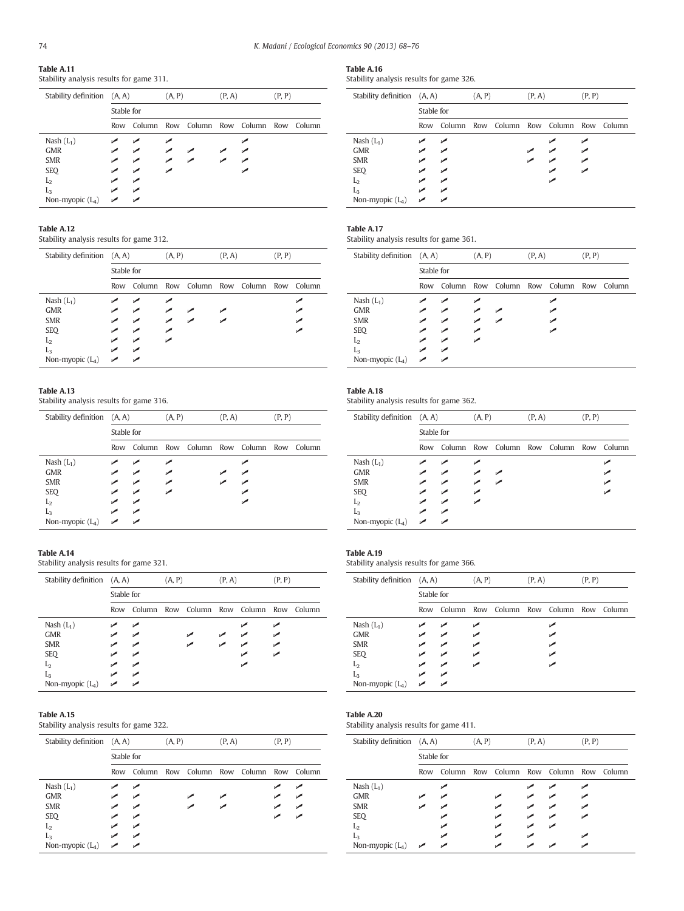**Table A.11**
Stability analysis results for game 311.

| Stability definition | (A, A) | | (A, P) | | (P, A) | | (P, P) | |
|---|---|---|---|---|---|---|---|---|
| | Stable for | | | | | | | |
| | Row | Column | Row | Column | Row | Column | Row | Column |
| Nash ($L_1$) | ✓ | ✓ | ✓ | | | ✓ | | |
| GMR | ✓ | ✓ | ✓ | ✓ | ✓ | ✓ | | |
| SMR | ✓ | ✓ | ✓ | ✓ | ✓ | ✓ | | |
| SEQ | ✓ | ✓ | ✓ | | | ✓ | | |
| $L_2$ | ✓ | ✓ | | | | | | |
| $L_3$ | ✓ | ✓ | | | | | | |
| Non-myopic ($L_4$) | ✓ | ✓ | | | | | | |

**Table A.12**
Stability analysis results for game 312.

| Stability definition | (A, A) | | (A, P) | | (P, A) | | (P, P) | |
|---|---|---|---|---|---|---|---|---|
| | Stable for | | | | | | | |
| | Row | Column | Row | Column | Row | Column | Row | Column |
| Nash ($L_1$) | ✓ | ✓ | ✓ | | | | | ✓ |
| GMR | ✓ | ✓ | ✓ | ✓ | ✓ | | | ✓ |
| SMR | ✓ | ✓ | ✓ | ✓ | ✓ | | | ✓ |
| SEQ | ✓ | ✓ | ✓ | | | | | ✓ |
| $L_2$ | ✓ | ✓ | ✓ | | | | | |
| $L_3$ | ✓ | ✓ | | | | | | |
| Non-myopic ($L_4$) | ✓ | ✓ | | | | | | |

**Table A.13**
Stability analysis results for game 316.

| Stability definition | (A, A) | | (A, P) | | (P, A) | | (P, P) | |
|---|---|---|---|---|---|---|---|---|
| | Stable for | | | | | | | |
| | Row | Column | Row | Column | Row | Column | Row | Column |
| Nash ($L_1$) | ✓ | ✓ | ✓ | | | ✓ | | |
| GMR | ✓ | ✓ | ✓ | | ✓ | ✓ | | |
| SMR | ✓ | ✓ | ✓ | | ✓ | ✓ | | |
| SEQ | ✓ | ✓ | ✓ | | | ✓ | | |
| $L_2$ | ✓ | ✓ | | | | ✓ | | |
| $L_3$ | ✓ | ✓ | | | | | | |
| Non-myopic ($L_4$) | ✓ | ✓ | | | | | | |

**Table A.14**
Stability analysis results for game 321.

| Stability definition | (A, A) | | (A, P) | | (P, A) | | (P, P) | |
|---|---|---|---|---|---|---|---|---|
| | Stable for | | | | | | | |
| | Row | Column | Row | Column | Row | Column | Row | Column |
| Nash ($L_1$) | ✓ | ✓ | | | | ✓ | ✓ | |
| GMR | ✓ | ✓ | | ✓ | ✓ | ✓ | ✓ | |
| SMR | ✓ | ✓ | | ✓ | ✓ | ✓ | ✓ | |
| SEQ | ✓ | ✓ | | | | ✓ | ✓ | |
| $L_2$ | ✓ | ✓ | | | | ✓ | | |
| $L_3$ | ✓ | ✓ | | | | | | |
| Non-myopic ($L_4$) | ✓ | ✓ | | | | | | |

**Table A.15**
Stability analysis results for game 322.

| Stability definition | (A, A) | | (A, P) | | (P, A) | | (P, P) | |
|---|---|---|---|---|---|---|---|---|
| | Stable for | | | | | | | |
| | Row | Column | Row | Column | Row | Column | Row | Column |
| Nash ($L_1$) | ✓ | ✓ | | | | | ✓ | ✓ |
| GMR | ✓ | ✓ | | ✓ | ✓ | | ✓ | ✓ |
| SMR | ✓ | ✓ | | ✓ | ✓ | | ✓ | ✓ |
| SEQ | ✓ | ✓ | | | | | ✓ | ✓ |
| $L_2$ | ✓ | ✓ | | | | | | |
| $L_3$ | ✓ | ✓ | | | | | | |
| Non-myopic ($L_4$) | ✓ | ✓ | | | | | | |

**Table A.16**
Stability analysis results for game 326.

| Stability definition | (A, A) | | (A, P) | | (P, A) | | (P, P) | |
|---|---|---|---|---|---|---|---|---|
| | Stable for | | | | | | | |
| | Row | Column | Row | Column | Row | Column | Row | Column |
| Nash ($L_1$) | ✓ | ✓ | | | | ✓ | ✓ | |
| GMR | ✓ | ✓ | | | ✓ | ✓ | ✓ | |
| SMR | ✓ | ✓ | | | ✓ | ✓ | ✓ | |
| SEQ | ✓ | ✓ | | | | ✓ | ✓ | |
| $L_2$ | ✓ | ✓ | | | | ✓ | | |
| $L_3$ | ✓ | ✓ | | | | | | |
| Non-myopic ($L_4$) | ✓ | ✓ | | | | | | |

**Table A.17**
Stability analysis results for game 361.

| Stability definition | (A, A) | | (A, P) | | (P, A) | | (P, P) | |
|---|---|---|---|---|---|---|---|---|
| | Stable for | | | | | | | |
| | Row | Column | Row | Column | Row | Column | Row | Column |
| Nash ($L_1$) | ✓ | ✓ | ✓ | | | ✓ | | |
| GMR | ✓ | ✓ | ✓ | ✓ | | ✓ | | |
| SMR | ✓ | ✓ | ✓ | ✓ | | ✓ | | |
| SEQ | ✓ | ✓ | ✓ | | | ✓ | | |
| $L_2$ | ✓ | ✓ | ✓ | | | | | |
| $L_3$ | ✓ | ✓ | | | | | | |
| Non-myopic ($L_4$) | ✓ | ✓ | | | | | | |

**Table A.18**
Stability analysis results for game 362.

| Stability definition | (A, A) | | (A, P) | | (P, A) | | (P, P) | |
|---|---|---|---|---|---|---|---|---|
| | Stable for | | | | | | | |
| | Row | Column | Row | Column | Row | Column | Row | Column |
| Nash ($L_1$) | ✓ | ✓ | ✓ | | | | | ✓ |
| GMR | ✓ | ✓ | ✓ | ✓ | | | | ✓ |
| SMR | ✓ | ✓ | ✓ | ✓ | | | | ✓ |
| SEQ | ✓ | ✓ | ✓ | | | | | ✓ |
| $L_2$ | ✓ | ✓ | ✓ | | | | | |
| $L_3$ | ✓ | ✓ | | | | | | |
| Non-myopic ($L_4$) | ✓ | ✓ | | | | | | |

**Table A.19**
Stability analysis results for game 366.

| Stability definition | (A, A) | | (A, P) | | (P, A) | | (P, P) | |
|---|---|---|---|---|---|---|---|---|
| | Stable for | | | | | | | |
| | Row | Column | Row | Column | Row | Column | Row | Column |
| Nash ($L_1$) | ✓ | ✓ | ✓ | | | ✓ | | |
| GMR | ✓ | ✓ | ✓ | | | ✓ | | |
| SMR | ✓ | ✓ | ✓ | | | ✓ | | |
| SEQ | ✓ | ✓ | ✓ | | | ✓ | | |
| $L_2$ | ✓ | ✓ | ✓ | | | ✓ | | |
| $L_3$ | ✓ | ✓ | | | | | | |
| Non-myopic ($L_4$) | ✓ | ✓ | | | | | | |

**Table A.20**
Stability analysis results for game 411.

| Stability definition | (A, A) | | (A, P) | | (P, A) | | (P, P) | |
|---|---|---|---|---|---|---|---|---|
| | Stable for | | | | | | | |
| | Row | Column | Row | Column | Row | Column | Row | Column |
| Nash ($L_1$) | | ✓ | | | ✓ | ✓ | ✓ | |
| GMR | ✓ | ✓ | | ✓ | ✓ | ✓ | ✓ | |
| SMR | ✓ | ✓ | | ✓ | ✓ | ✓ | ✓ | |
| SEQ | | ✓ | | ✓ | ✓ | ✓ | ✓ | |
| $L_2$ | | ✓ | | ✓ | ✓ | ✓ | | |
| $L_3$ | | ✓ | | ✓ | ✓ | | ✓ | |
| Non-myopic ($L_4$) | ✓ | ✓ | | ✓ | ✓ | ✓ | ✓ | |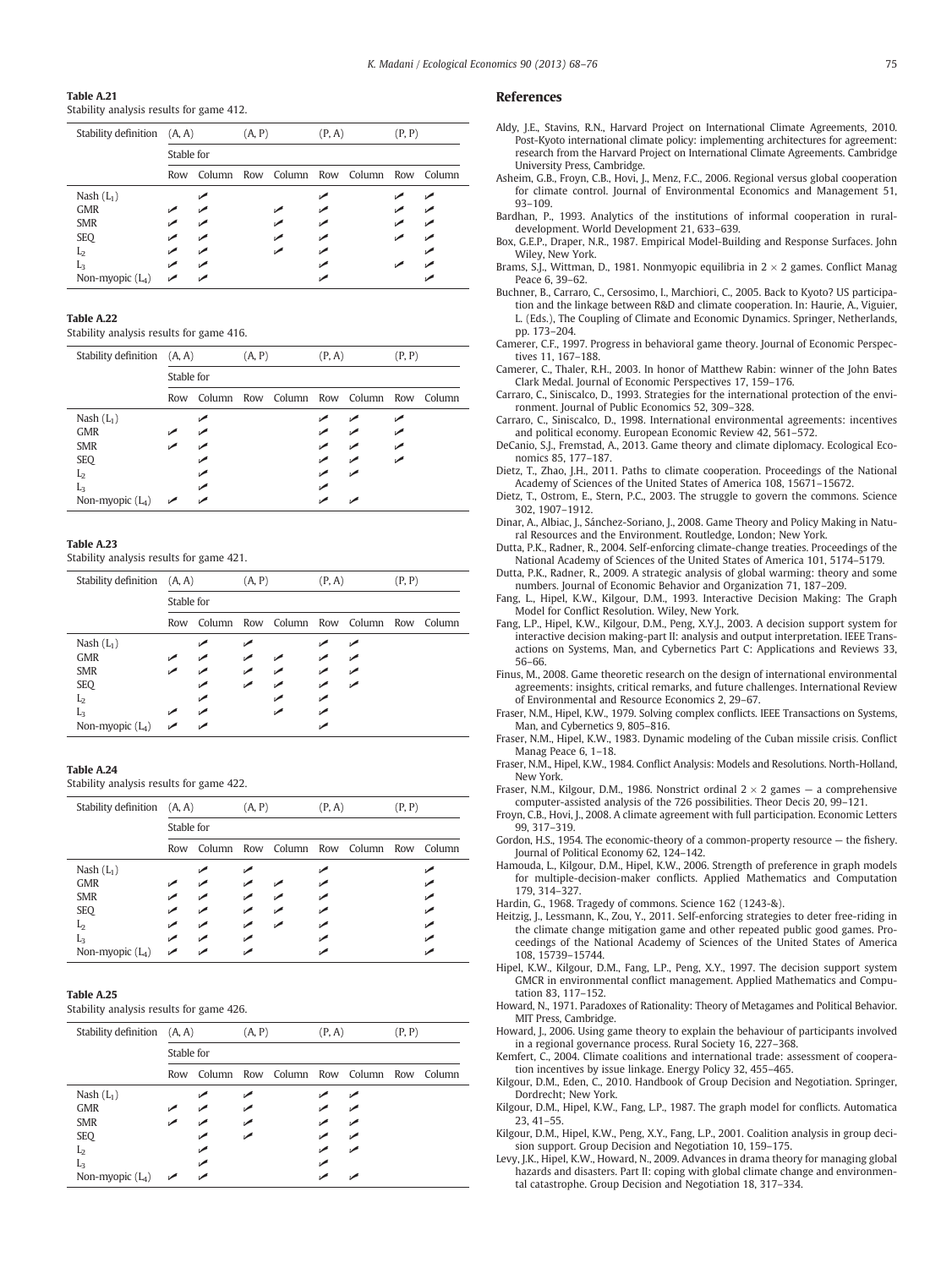**Table A.21**
Stability analysis results for game 412.

| Stability definition | (A, A) | | (A, P) | | (P, A) | | (P, P) | |
|---|---|---|---|---|---|---|---|---|
| | Stable for | | | | | | | |
| | Row | Column | Row | Column | Row | Column | Row | Column |
| Nash ($L_1$) | | ✓ | | | ✓ | | ✓ | ✓ |
| GMR | ✓ | ✓ | | ✓ | ✓ | | ✓ | ✓ |
| SMR | ✓ | ✓ | | ✓ | ✓ | | ✓ | ✓ |
| SEQ | ✓ | ✓ | | ✓ | ✓ | | ✓ | |
| $L_2$ | ✓ | ✓ | | ✓ | ✓ | | | ✓ |
| $L_3$ | ✓ | ✓ | | | ✓ | | ✓ | ✓ |
| Non-myopic ($L_4$) | ✓ | ✓ | | | ✓ | | | ✓ |

**Table A.22**
Stability analysis results for game 416.

| Stability definition | (A, A) | | (A, P) | | (P, A) | | (P, P) | |
|---|---|---|---|---|---|---|---|---|
| | Stable for | | | | | | | |
| | Row | Column | Row | Column | Row | Column | Row | Column |
| Nash ($L_1$) | | ✓ | | | ✓ | ✓ | ✓ | |
| GMR | ✓ | ✓ | | | ✓ | ✓ | ✓ | |
| SMR | ✓ | ✓ | | | ✓ | ✓ | ✓ | |
| SEQ | | ✓ | | | ✓ | ✓ | ✓ | |
| $L_2$ | | ✓ | | | ✓ | ✓ | | |
| $L_3$ | | ✓ | | | ✓ | | | |
| Non-myopic ($L_4$) | ✓ | ✓ | | | ✓ | ✓ | | |

**Table A.23**
Stability analysis results for game 421.

| Stability definition | (A, A) | | (A, P) | | (P, A) | | (P, P) | |
|---|---|---|---|---|---|---|---|---|
| | Stable for | | | | | | | |
| | Row | Column | Row | Column | Row | Column | Row | Column |
| Nash ($L_1$) | | ✓ | ✓ | | ✓ | ✓ | | |
| GMR | ✓ | ✓ | ✓ | ✓ | ✓ | ✓ | | |
| SMR | ✓ | ✓ | ✓ | ✓ | ✓ | ✓ | | |
| SEQ | | ✓ | ✓ | ✓ | ✓ | ✓ | | |
| $L_2$ | | ✓ | | ✓ | ✓ | | | |
| $L_3$ | ✓ | ✓ | | ✓ | ✓ | | | |
| Non-myopic ($L_4$) | ✓ | ✓ | | | ✓ | | | |

**Table A.24**
Stability analysis results for game 422.

| Stability definition | (A, A) | | (A, P) | | (P, A) | | (P, P) | |
|---|---|---|---|---|---|---|---|---|
| | Stable for | | | | | | | |
| | Row | Column | Row | Column | Row | Column | Row | Column |
| Nash ($L_1$) | | ✓ | ✓ | | ✓ | | | ✓ |
| GMR | ✓ | ✓ | ✓ | ✓ | ✓ | | | ✓ |
| SMR | ✓ | ✓ | ✓ | ✓ | ✓ | | | ✓ |
| SEQ | ✓ | ✓ | ✓ | ✓ | ✓ | | | ✓ |
| $L_2$ | ✓ | ✓ | ✓ | ✓ | ✓ | | | ✓ |
| $L_3$ | ✓ | ✓ | ✓ | | ✓ | | | ✓ |
| Non-myopic ($L_4$) | ✓ | ✓ | ✓ | | ✓ | | | ✓ |

**Table A.25**
Stability analysis results for game 426.

| Stability definition | (A, A) | | (A, P) | | (P, A) | | (P, P) | |
|---|---|---|---|---|---|---|---|---|
| | Stable for | | | | | | | |
| | Row | Column | Row | Column | Row | Column | Row | Column |
| Nash ($L_1$) | | ✓ | ✓ | | ✓ | ✓ | | |
| GMR | ✓ | ✓ | ✓ | | ✓ | ✓ | | |
| SMR | ✓ | ✓ | ✓ | | ✓ | ✓ | | |
| SEQ | | ✓ | ✓ | | ✓ | ✓ | | |
| $L_2$ | | ✓ | | | ✓ | ✓ | | |
| $L_3$ | | ✓ | | | ✓ | | | |
| Non-myopic ($L_4$) | ✓ | ✓ | | | ✓ | ✓ | | |

## References

Aldy, J.E., Stavins, R.N., Harvard Project on International Climate Agreements, 2010. Post-Kyoto international climate policy: implementing architectures for agreement: research from the Harvard Project on International Climate Agreements. Cambridge University Press, Cambridge.

Asheim, G.B., Froyn, C.B., Hovi, J., Menz, F.C., 2006. Regional versus global cooperation for climate control. Journal of Environmental Economics and Management 51, 93–109.

Bardhan, P., 1993. Analytics of the institutions of informal cooperation in rural-development. World Development 21, 633–639.

Box, G.E.P., Draper, N.R., 1987. Empirical Model-Building and Response Surfaces. John Wiley, New York.

Brams, S.J., Wittman, D., 1981. Nonmyopic equilibria in 2 × 2 games. Conflict Manag Peace 6, 39–62.

Buchner, B., Carraro, C., Cersosimo, I., Marchiori, C., 2005. Back to Kyoto? US participation and the linkage between R&D and climate cooperation. In: Haurie, A., Viguier, L. (Eds.), The Coupling of Climate and Economic Dynamics. Springer, Netherlands, pp. 173–204.

Camerer, C.F., 1997. Progress in behavioral game theory. Journal of Economic Perspectives 11, 167–188.

Camerer, C., Thaler, R.H., 2003. In honor of Matthew Rabin: winner of the John Bates Clark Medal. Journal of Economic Perspectives 17, 159–176.

Carraro, C., Siniscalco, D., 1993. Strategies for the international protection of the environment. Journal of Public Economics 52, 309–328.

Carraro, C., Siniscalco, D., 1998. International environmental agreements: incentives and political economy. European Economic Review 42, 561–572.

DeCanio, S.J., Fremstad, A., 2013. Game theory and climate diplomacy. Ecological Economics 85, 177–187.

Dietz, T., Zhao, J.H., 2011. Paths to climate cooperation. Proceedings of the National Academy of Sciences of the United States of America 108, 15671–15672.

Dietz, T., Ostrom, E., Stern, P.C., 2003. The struggle to govern the commons. Science 302, 1907–1912.

Dinar, A., Albiac, J., Sánchez-Soriano, J., 2008. Game Theory and Policy Making in Natural Resources and the Environment. Routledge, London; New York.

Dutta, P.K., Radner, R., 2004. Self-enforcing climate-change treaties. Proceedings of the National Academy of Sciences of the United States of America 101, 5174–5179.

Dutta, P.K., Radner, R., 2009. A strategic analysis of global warming: theory and some numbers. Journal of Economic Behavior and Organization 71, 187–209.

Fang, L., Hipel, K.W., Kilgour, D.M., 1993. Interactive Decision Making: The Graph Model for Conflict Resolution. Wiley, New York.

Fang, L.P., Hipel, K.W., Kilgour, D.M., Peng, X.Y.J., 2003. A decision support system for interactive decision making-part II: analysis and output interpretation. IEEE Transactions on Systems, Man, and Cybernetics Part C: Applications and Reviews 33, 56–66.

Finus, M., 2008. Game theoretic research on the design of international environmental agreements: insights, critical remarks, and future challenges. International Review of Environmental and Resource Economics 2, 29–67.

Fraser, N.M., Hipel, K.W., 1979. Solving complex conflicts. IEEE Transactions on Systems, Man, and Cybernetics 9, 805–816.

Fraser, N.M., Hipel, K.W., 1983. Dynamic modeling of the Cuban missile crisis. Conflict Manag Peace 6, 1–18.

Fraser, N.M., Hipel, K.W., 1984. Conflict Analysis: Models and Resolutions. North-Holland, New York.

Fraser, N.M., Kilgour, D.M., 1986. Nonstrict ordinal 2 × 2 games — a comprehensive computer-assisted analysis of the 726 possibilities. Theor Decis 20, 99–121.

Froyn, C.B., Hovi, J., 2008. A climate agreement with full participation. Economic Letters 99, 317–319.

Gordon, H.S., 1954. The economic-theory of a common-property resource — the fishery. Journal of Political Economy 62, 124–142.

Hamouda, L., Kilgour, D.M., Hipel, K.W., 2006. Strength of preference in graph models for multiple-decision-maker conflicts. Applied Mathematics and Computation 179, 314–327.

Hardin, G., 1968. Tragedy of commons. Science 162 (1243-&).

Heitzig, J., Lessmann, K., Zou, Y., 2011. Self-enforcing strategies to deter free-riding in the climate change mitigation game and other repeated public good games. Proceedings of the National Academy of Sciences of the United States of America 108, 15739–15744.

Hipel, K.W., Kilgour, D.M., Fang, L.P., Peng, X.Y., 1997. The decision support system GMCR in environmental conflict management. Applied Mathematics and Computation 83, 117–152.

Howard, N., 1971. Paradoxes of Rationality: Theory of Metagames and Political Behavior. MIT Press, Cambridge.

Howard, J., 2006. Using game theory to explain the behaviour of participants involved in a regional governance process. Rural Society 16, 227–368.

Kemfert, C., 2004. Climate coalitions and international trade: assessment of cooperation incentives by issue linkage. Energy Policy 32, 455–465.

Kilgour, D.M., Eden, C., 2010. Handbook of Group Decision and Negotiation. Springer, Dordrecht; New York.

Kilgour, D.M., Hipel, K.W., Fang, L.P., 1987. The graph model for conflicts. Automatica 23, 41–55.

Kilgour, D.M., Hipel, K.W., Peng, X.Y., Fang, L.P., 2001. Coalition analysis in group decision support. Group Decision and Negotiation 10, 159–175.

Levy, J.K., Hipel, K.W., Howard, N., 2009. Advances in drama theory for managing global hazards and disasters. Part II: coping with global climate change and environmental catastrophe. Group Decision and Negotiation 18, 317–334.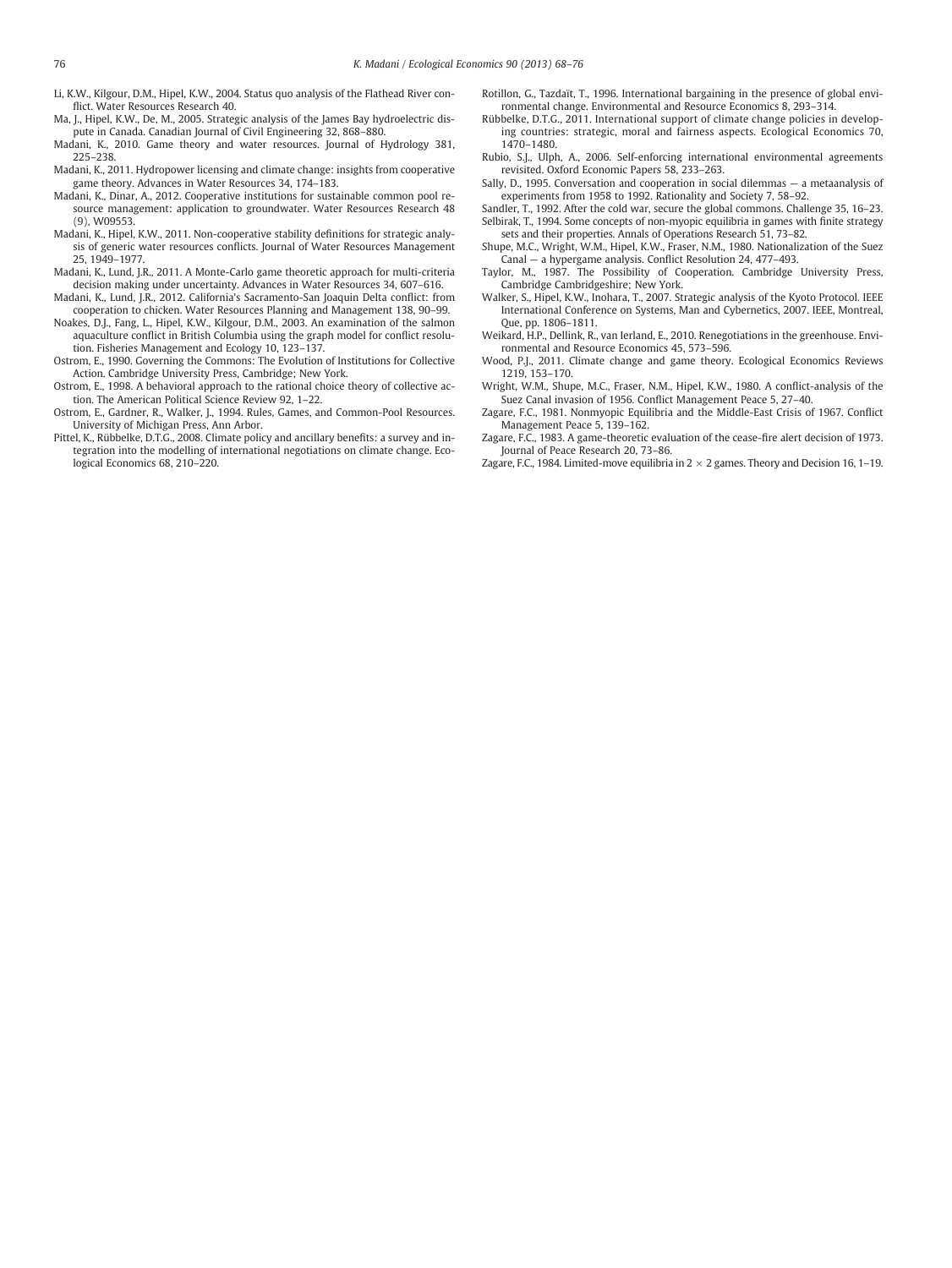Li, K.W., Kilgour, D.M., Hipel, K.W., 2004. Status quo analysis of the Flathead River conflict. Water Resources Research 40.

Ma, J., Hipel, K.W., De, M., 2005. Strategic analysis of the James Bay hydroelectric dispute in Canada. Canadian Journal of Civil Engineering 32, 868–880.

Madani, K., 2010. Game theory and water resources. Journal of Hydrology 381, 225–238.

Madani, K., 2011. Hydropower licensing and climate change: insights from cooperative game theory. Advances in Water Resources 34, 174–183.

Madani, K., Dinar, A., 2012. Cooperative institutions for sustainable common pool resource management: application to groundwater. Water Resources Research 48 (9), W09553.

Madani, K., Hipel, K.W., 2011. Non-cooperative stability definitions for strategic analysis of generic water resources conflicts. Journal of Water Resources Management 25, 1949–1977.

Madani, K., Lund, J.R., 2011. A Monte-Carlo game theoretic approach for multi-criteria decision making under uncertainty. Advances in Water Resources 34, 607–616.

Madani, K., Lund, J.R., 2012. California's Sacramento-San Joaquin Delta conflict: from cooperation to chicken. Water Resources Planning and Management 138, 90–99.

Noakes, D.J., Fang, L., Hipel, K.W., Kilgour, D.M., 2003. An examination of the salmon aquaculture conflict in British Columbia using the graph model for conflict resolution. Fisheries Management and Ecology 10, 123–137.

Ostrom, E., 1990. Governing the Commons: The Evolution of Institutions for Collective Action. Cambridge University Press, Cambridge; New York.

Ostrom, E., 1998. A behavioral approach to the rational choice theory of collective action. The American Political Science Review 92, 1–22.

Ostrom, E., Gardner, R., Walker, J., 1994. Rules, Games, and Common-Pool Resources. University of Michigan Press, Ann Arbor.

Pittel, K., Rübbelke, D.T.G., 2008. Climate policy and ancillary benefits: a survey and integration into the modelling of international negotiations on climate change. Ecological Economics 68, 210–220.

Rotillon, G., Tazdaït, T., 1996. International bargaining in the presence of global environmental change. Environmental and Resource Economics 8, 293–314.

Rübbelke, D.T.G., 2011. International support of climate change policies in developing countries: strategic, moral and fairness aspects. Ecological Economics 70, 1470–1480.

Rubio, S.J., Ulph, A., 2006. Self-enforcing international environmental agreements revisited. Oxford Economic Papers 58, 233–263.

Sally, D., 1995. Conversation and cooperation in social dilemmas — a metaanalysis of experiments from 1958 to 1992. Rationality and Society 7, 58–92.

Sandler, T., 1992. After the cold war, secure the global commons. Challenge 35, 16–23.

Selbirak, T., 1994. Some concepts of non-myopic equilibria in games with finite strategy sets and their properties. Annals of Operations Research 51, 73–82.

Shupe, M.C., Wright, W.M., Hipel, K.W., Fraser, N.M., 1980. Nationalization of the Suez Canal — a hypergame analysis. Conflict Resolution 24, 477–493.

Taylor, M., 1987. The Possibility of Cooperation. Cambridge University Press, Cambridge Cambridgeshire; New York.

Walker, S., Hipel, K.W., Inohara, T., 2007. Strategic analysis of the Kyoto Protocol. IEEE International Conference on Systems, Man and Cybernetics, 2007. IEEE, Montreal, Que, pp. 1806–1811.

Weikard, H.P., Dellink, R., van Ierland, E., 2010. Renegotiations in the greenhouse. Environmental and Resource Economics 45, 573–596.

Wood, P.J., 2011. Climate change and game theory. Ecological Economics Reviews 1219, 153–170.

Wright, W.M., Shupe, M.C., Fraser, N.M., Hipel, K.W., 1980. A conflict-analysis of the Suez Canal invasion of 1956. Conflict Management Peace 5, 27–40.

Zagare, F.C., 1981. Nonmyopic Equilibria and the Middle-East Crisis of 1967. Conflict Management Peace 5, 139–162.

Zagare, F.C., 1983. A game-theoretic evaluation of the cease-fire alert decision of 1973. Journal of Peace Research 20, 73–86.

Zagare, F.C., 1984. Limited-move equilibria in $2 \times 2$ games. Theory and Decision 16, 1–19.